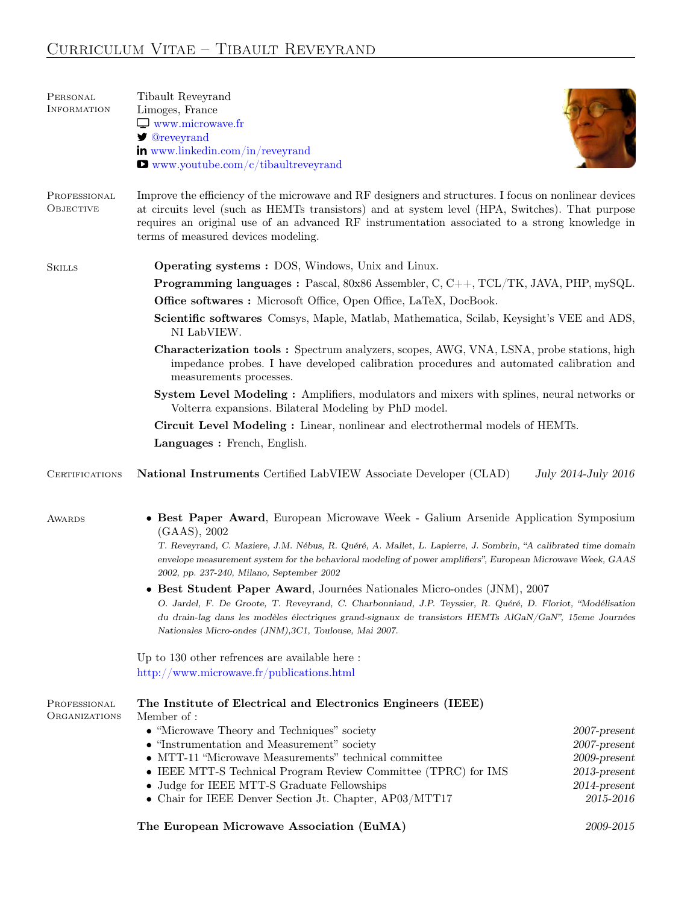# Curriculum Vitae – Tibault Reveyrand

## Personal Information

Tibault Reveyrand
Limoges, France
www.microwave.fr
@reveyrand
www.linkedin.com/in/reveyrand
www.youtube.com/c/tibaultreveyrand

## Professional Objective

Improve the efficiency of the microwave and RF designers and structures. I focus on nonlinear devices at circuits level (such as HEMTs transistors) and at system level (HPA, Switches). That purpose requires an original use of an advanced RF instrumentation associated to a strong knowledge in terms of measured devices modeling.

## Skills

**Operating systems :** DOS, Windows, Unix and Linux.

**Programming languages :** Pascal, 80x86 Assembler, C, C++, TCL/TK, JAVA, PHP, mySQL.

**Office softwares :** Microsoft Office, Open Office, LaTeX, DocBook.

**Scientific softwares** Comsys, Maple, Matlab, Mathematica, Scilab, Keysight's VEE and ADS, NI LabVIEW.

**Characterization tools :** Spectrum analyzers, scopes, AWG, VNA, LSNA, probe stations, high impedance probes. I have developed calibration procedures and automated calibration and measurements processes.

**System Level Modeling :** Amplifiers, modulators and mixers with splines, neural networks or Volterra expansions. Bilateral Modeling by PhD model.

**Circuit Level Modeling :** Linear, nonlinear and electrothermal models of HEMTs.

**Languages :** French, English.

## Certifications

**National Instruments** Certified LabVIEW Associate Developer (CLAD) — *July 2014-July 2016*

## Awards

- **Best Paper Award**, European Microwave Week - Galium Arsenide Application Symposium (GAAS), 2002
  *T. Reveyrand, C. Maziere, J.M. Nébus, R. Quéré, A. Mallet, L. Lapierre, J. Sombrin, "A calibrated time domain envelope measurement system for the behavioral modeling of power amplifiers", European Microwave Week, GAAS 2002, pp. 237-240, Milano, September 2002*
- **Best Student Paper Award**, Journées Nationales Micro-ondes (JNM), 2007
  *O. Jardel, F. De Groote, T. Reveyrand, C. Charbonniaud, J.P. Teyssier, R. Quéré, D. Floriot, "Modélisation du drain-lag dans les modèles électriques grand-signaux de transistors HEMTs AlGaN/GaN", 15eme Journées Nationales Micro-ondes (JNM),3C1, Toulouse, Mai 2007.*

Up to 130 other refrences are available here :
http://www.microwave.fr/publications.html

## Professional Organizations

**The Institute of Electrical and Electronics Engineers (IEEE)**
Member of :

- "Microwave Theory and Techniques" society — *2007-present*
- "Instrumentation and Measurement" society — *2007-present*
- MTT-11 "Microwave Measurements" technical committee — *2009-present*
- IEEE MTT-S Technical Program Review Committee (TPRC) for IMS — *2013-present*
- Judge for IEEE MTT-S Graduate Fellowships — *2014-present*
- Chair for IEEE Denver Section Jt. Chapter, AP03/MTT17 — *2015-2016*

**The European Microwave Association (EuMA)** — *2009-2015*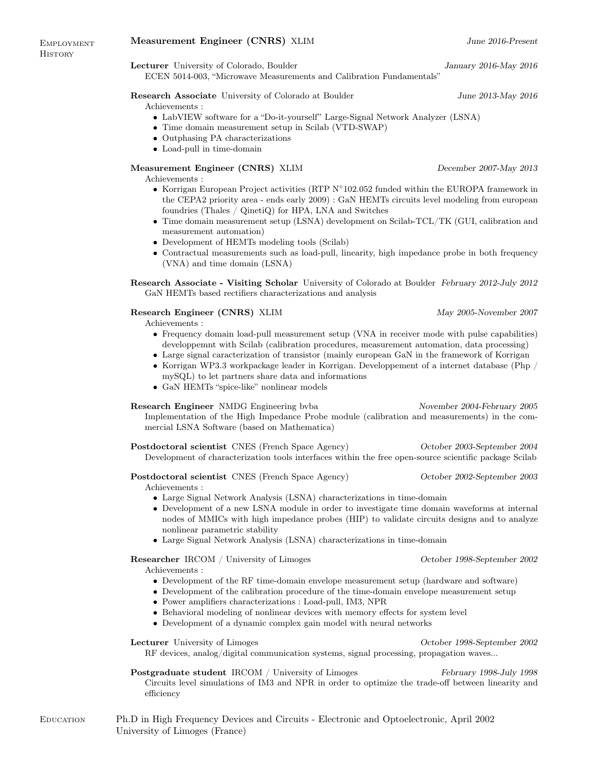## Employment History

**Measurement Engineer (CNRS)** XLIM *June 2016-Present*

**Lecturer** University of Colorado, Boulder *January 2016-May 2016*
ECEN 5014-003, "Microwave Measurements and Calibration Fundamentals"

**Research Associate** University of Colorado at Boulder *June 2013-May 2016*
Achievements :

- LabVIEW software for a "Do-it-yourself" Large-Signal Network Analyzer (LSNA)
- Time domain measurement setup in Scilab (VTD-SWAP)
- Outphasing PA characterizations
- Load-pull in time-domain

**Measurement Engineer (CNRS)** XLIM *December 2007-May 2013*
Achievements :

- Korrigan European Project activities (RTP N°102.052 funded within the EUROPA framework in the CEPA2 priority area - ends early 2009) : GaN HEMTs circuits level modeling from european foundries (Thales / QinetiQ) for HPA, LNA and Switches
- Time domain measurement setup (LSNA) development on Scilab-TCL/TK (GUI, calibration and measurement automation)
- Development of HEMTs modeling tools (Scilab)
- Contractual measurements such as load-pull, linearity, high impedance probe in both frequency (VNA) and time domain (LSNA)

**Research Associate - Visiting Scholar** University of Colorado at Boulder *February 2012-July 2012*
GaN HEMTs based rectifiers characterizations and analysis

**Research Engineer (CNRS)** XLIM *May 2005-November 2007*
Achievements :

- Frequency domain load-pull measurement setup (VNA in receiver mode with pulse capabilities) developpemnt with Scilab (calibration procedures, measurement automation, data processing)
- Large signal caracterization of transistor (mainly european GaN in the framework of Korrigan
- Korrigan WP3.3 workpackage leader in Korrigan. Developpement of a internet database (Php / mySQL) to let partners share data and informations
- GaN HEMTs "spice-like" nonlinear models

**Research Engineer** NMDG Engineering bvba *November 2004-February 2005*
Implementation of the High Impedance Probe module (calibration and measurements) in the commercial LSNA Software (based on Mathematica)

**Postdoctoral scientist** CNES (French Space Agency) *October 2003-September 2004*
Development of characterization tools interfaces within the free open-source scientific package Scilab

**Postdoctoral scientist** CNES (French Space Agency) *October 2002-September 2003*
Achievements :

- Large Signal Network Analysis (LSNA) characterizations in time-domain
- Development of a new LSNA module in order to investigate time domain waveforms at internal nodes of MMICs with high impedance probes (HIP) to validate circuits designs and to analyze nonlinear parametric stability
- Large Signal Network Analysis (LSNA) characterizations in time-domain

**Researcher** IRCOM / University of Limoges *October 1998-September 2002*
Achievements :

- Development of the RF time-domain envelope measurement setup (hardware and software)
- Development of the calibration procedure of the time-domain envelope measurement setup
- Power amplifiers characterizations : Load-pull, IM3, NPR
- Behavioral modeling of nonlinear devices with memory effects for system level
- Development of a dynamic complex gain model with neural networks

**Lecturer** University of Limoges *October 1998-September 2002*
RF devices, analog/digital communication systems, signal processing, propagation waves...

**Postgraduate student** IRCOM / University of Limoges *February 1998-July 1998*
Circuits level simulations of IM3 and NPR in order to optimize the trade-off between linearity and efficiency

## Education

Ph.D in High Frequency Devices and Circuits - Electronic and Optoelectronic, April 2002
University of Limoges (France)